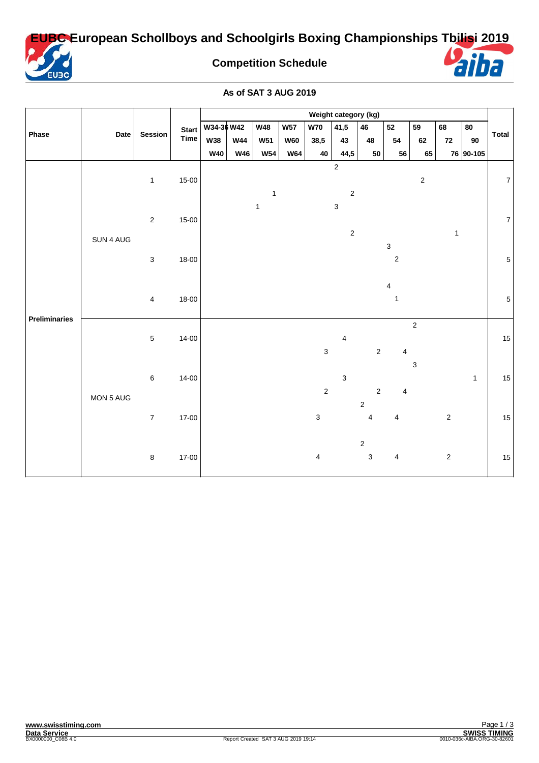# EUBC European Schollboys and Schoolgirls Boxing Championships Tbilisi 2019

## Competition Schedule

### As of SAT 3 AUG 2019

| Phase | Date | Session | Start Time | W34-36 | W42 | W48 | W57 | W70 | 41,5 | 46 | 52 | 59 | 68 | 80 | Total |
|---|---|---|---|---|---|---|---|---|---|---|---|---|---|---|---|
| | | | | W38 | W44 | W51 | W60 | 38,5 | 43 | 48 | 54 | 62 | 72 | 90 | |
| | | | | W40 | W46 | W54 | W64 | 40 | 44,5 | 50 | 56 | 65 | 76 | 90-105 | |
| Preliminaries | SUN 4 AUG | | | | | | | | 2 | | | | | | |
| | | 1 | 15-00 | | | | | | | | | 2 | | | 7 |
| | | | | | | 1 | | | 2 | | | | | | |
| | | | | | | 1 | | | 3 | | | | | | |
| | | 2 | 15-00 | | | | | | | | | | | | 7 |
| | | | | | | | | | 2 | | | | 1 | | |
| | | | | | | | | | | | 3 | | | | |
| | | 3 | 18-00 | | | | | | | | 2 | | | | 5 |
| | | | | | | | | | | | | | | | |
| | | | | | | | | | | | 4 | | | | |
| | | 4 | 18-00 | | | | | | | | 1 | | | | 5 |
| | | | | | | | | | | | | | | | |
| | MON 5 AUG | | | | | | | | | | | 2 | | | |
| | | 5 | 14-00 | | | | | | 4 | | | | | | 15 |
| | | | | | | | | 3 | | 2 | 4 | | | | |
| | | | | | | | | | | | | 3 | | | |
| | | 6 | 14-00 | | | | | | 3 | | | | | 1 | 15 |
| | | | | | | | | 2 | | 2 | 4 | | | | |
| | | | | | | | | | | 2 | | | | | |
| | | 7 | 17-00 | | | | | 3 | | 4 | 4 | | 2 | | 15 |
| | | | | | | | | | | | | | | | |
| | | | | | | | | | | 2 | | | | | |
| | | 8 | 17-00 | | | | | 4 | | 3 | 4 | | 2 | | 15 |
| | | | | | | | | | | | | | | | |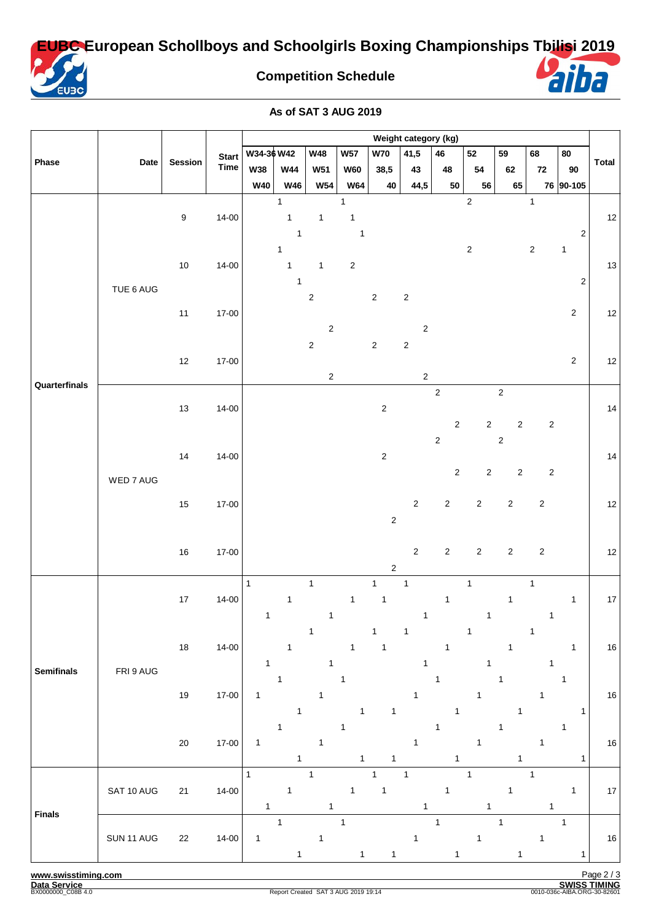# EUBC European Schollboys and Schoolgirls Boxing Championships Tbilisi 2019

## Competition Schedule

**As of SAT 3 AUG 2019**

Weight category (kg)

| Phase | Date | Session | Start Time | W34-36 | W38 | W40 | W42 | W44 | W46 | W48 | W51 | W54 | W57 | W60 | W64 | W70 | 38,5 | 40 | 41,5 | 43 | 44,5 | 46 | 48 | 50 | 52 | 54 | 56 | 59 | 62 | 65 | 68 | 72 | 76 | 80 | 90 | 90-105 | Total |
|---|---|---|---|---|---|---|---|---|---|---|---|---|---|---|---|---|---|---|---|---|---|---|---|---|---|---|---|---|---|---|---|---|---|---|---|---|---|
| Quarterfinals | TUE 6 AUG | 9 | 14-00 | | | | 1 | 1 | 1 | | 1 | | 1 | 1 | 1 | | | | | | | | | | 2 | | | | | | 1 | | | | | 2 | 12 |
| | | 10 | 14-00 | | | | 1 | 1 | 1 | | 1 | | | 2 | | | | | | | | | | | 2 | | | | | | 2 | | | 1 | | 2 | 13 |
| | | 11 | 17-00 | | | | | | | 2 | | 2 | | | | 2 | | | 2 | | 2 | | | | | | | | | | | | | | 2 | | 12 |
| | | 12 | 17-00 | | | | | | | 2 | | 2 | | | | 2 | | | 2 | | 2 | | | | | | | | | | | | | | 2 | | 12 |
| | WED 7 AUG | 13 | 14-00 | | | | | | | | | | | | | | 2 | | | | | 2 | | 2 | | | 2 | 2 | | 2 | | | 2 | | | | 14 |
| | | 14 | 14-00 | | | | | | | | | | | | | | 2 | | | | | 2 | | 2 | | | 2 | 2 | | 2 | | | 2 | | | | 14 |
| | | 15 | 17-00 | | | | | | | | | | | | | | | 2 | | 2 | | | 2 | | | 2 | | | 2 | | | 2 | | | | | 12 |
| | | 16 | 17-00 | | | | | | | | | | | | | | | 2 | | 2 | | | 2 | | | 2 | | | 2 | | | 2 | | | | | 12 |
| Semifinals | FRI 9 AUG | 17 | 14-00 | 1 | | 1 | | 1 | | 1 | | 1 | | 1 | | 1 | 1 | | 1 | | 1 | | 1 | | 1 | | 1 | | 1 | | 1 | | 1 | | 1 | | 17 |
| | | 18 | 14-00 | | | 1 | | 1 | | 1 | | 1 | | 1 | | 1 | 1 | | 1 | | 1 | | 1 | | 1 | | 1 | | 1 | | 1 | | 1 | | 1 | | 16 |
| | | 19 | 17-00 | | 1 | | 1 | | 1 | | 1 | | 1 | | 1 | | | 1 | | 1 | | 1 | | 1 | | 1 | | 1 | | 1 | | 1 | | 1 | | 1 | 16 |
| | | 20 | 17-00 | | 1 | | 1 | | 1 | | 1 | | 1 | | 1 | | | 1 | | 1 | | 1 | | 1 | | 1 | | 1 | | 1 | | 1 | | 1 | | 1 | 16 |
| Finals | SAT 10 AUG | 21 | 14-00 | 1 | | 1 | | 1 | | 1 | | 1 | | 1 | | 1 | 1 | | 1 | | 1 | | 1 | | 1 | | 1 | | 1 | | 1 | | 1 | | 1 | | 17 |
| | SUN 11 AUG | 22 | 14-00 | | 1 | | 1 | | 1 | | 1 | | 1 | | 1 | | | 1 | | 1 | | 1 | | 1 | | 1 | | 1 | | 1 | | 1 | | 1 | | 1 | 16 |

www.swisstiming.com

Data Service | SWISS TIMING

BX0000000_C08B 4.0 | Report Created SAT 3 AUG 2019 19:14 | 0010-036c-AIBA.ORG-30-82601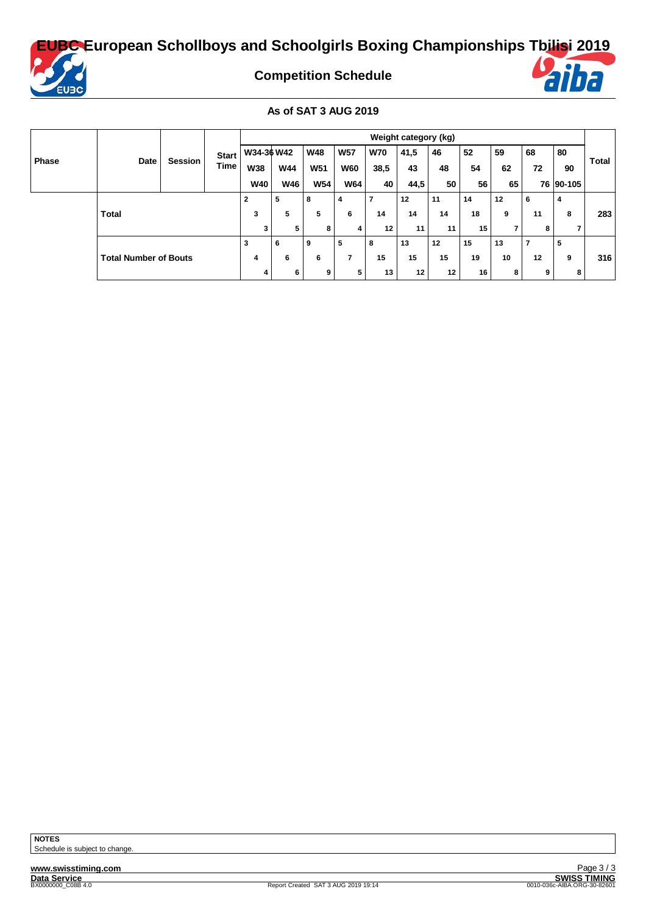# EUBC European Schollboys and Schoolgirls Boxing Championships Tbilisi 2019

## Competition Schedule

### As of SAT 3 AUG 2019

| Phase | Date | Session | Start Time | Weight category (kg) | | | | | | | | | | | Total |
|---|---|---|---|---|---|---|---|---|---|---|---|---|---|---|---|
| | | | | W34-36 / W38 / W40 | W42 / W44 / W46 | W48 / W51 / W54 | W57 / W60 / W64 | W70 / 38,5 / 40 | 41,5 / 43 / 44,5 | 46 / 48 / 50 | 52 / 54 / 56 | 59 / 62 / 65 | 68 / 72 / 76 | 80 / 90 / 90-105 | |
| | Total | | | 2 / 3 / 3 | 5 / 5 / 5 | 8 / 5 / 8 | 4 / 6 / 4 | 7 / 14 / 12 | 12 / 14 / 11 | 11 / 14 / 11 | 14 / 18 / 15 | 12 / 9 / 7 | 6 / 11 / 8 | 4 / 8 / 7 | 283 |
| | Total Number of Bouts | | | 3 / 4 / 4 | 6 / 6 / 6 | 9 / 6 / 9 | 5 / 7 / 5 | 8 / 15 / 13 | 13 / 15 / 12 | 12 / 15 / 12 | 15 / 19 / 16 | 13 / 10 / 8 | 7 / 12 / 9 | 5 / 9 / 8 | 316 |

**NOTES**
Schedule is subject to change.

www.swisstiming.com
Data Service
BX0000000_C08B 4.0
Report Created SAT 3 AUG 2019 19:14
SWISS TIMING
0010-036c-AIBA.ORG-30-82601